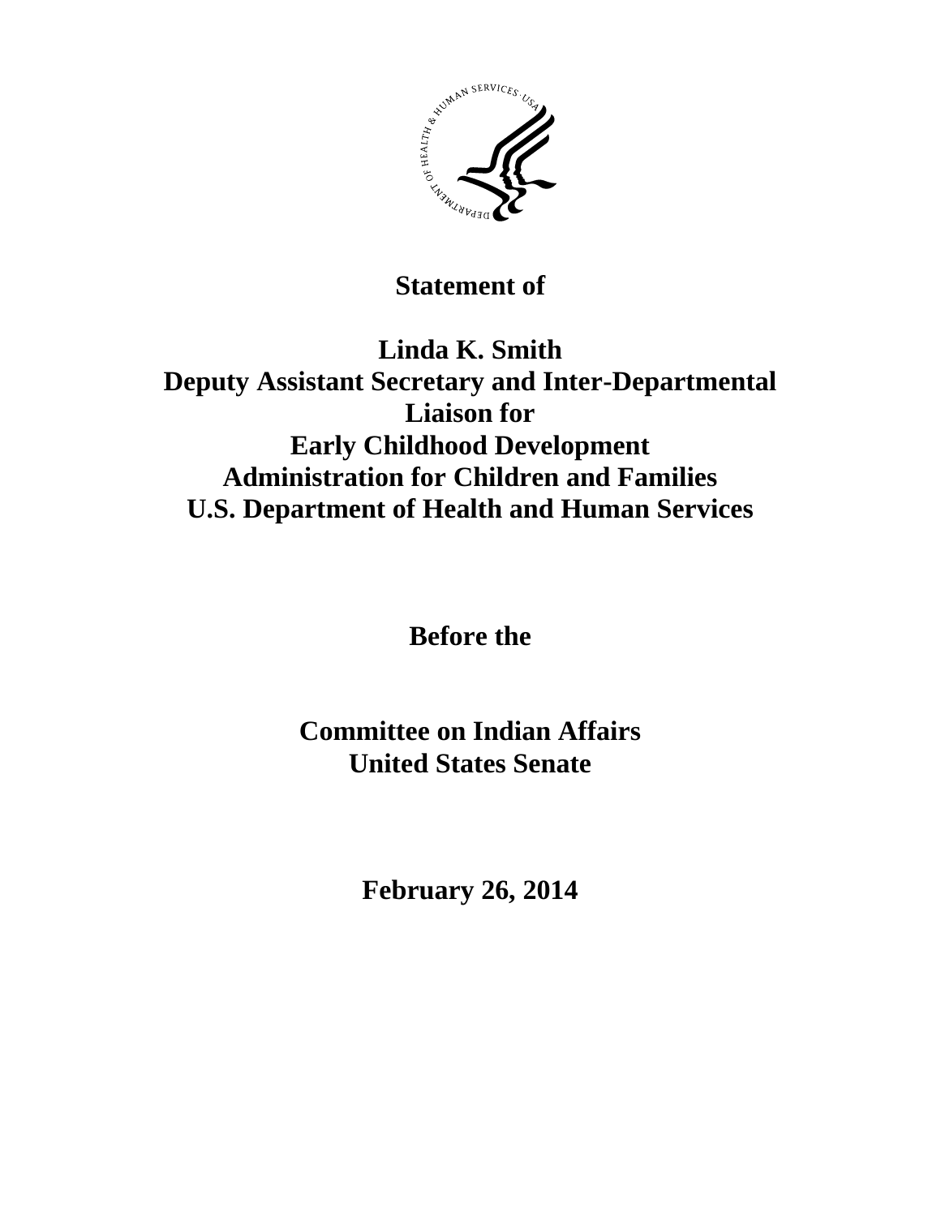**Statement of**

**Linda K. Smith**
**Deputy Assistant Secretary and Inter-Departmental Liaison for**
**Early Childhood Development**
**Administration for Children and Families**
**U.S. Department of Health and Human Services**

**Before the**

**Committee on Indian Affairs**
**United States Senate**

**February 26, 2014**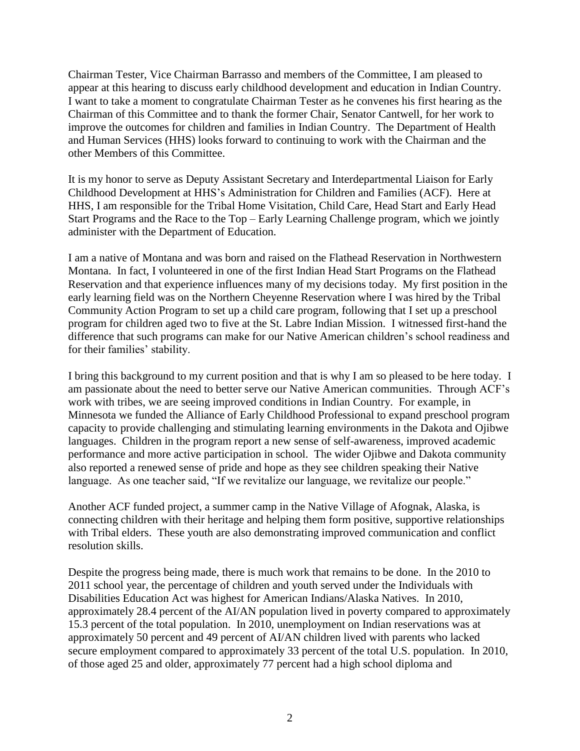Chairman Tester, Vice Chairman Barrasso and members of the Committee, I am pleased to appear at this hearing to discuss early childhood development and education in Indian Country. I want to take a moment to congratulate Chairman Tester as he convenes his first hearing as the Chairman of this Committee and to thank the former Chair, Senator Cantwell, for her work to improve the outcomes for children and families in Indian Country. The Department of Health and Human Services (HHS) looks forward to continuing to work with the Chairman and the other Members of this Committee.

It is my honor to serve as Deputy Assistant Secretary and Interdepartmental Liaison for Early Childhood Development at HHS's Administration for Children and Families (ACF). Here at HHS, I am responsible for the Tribal Home Visitation, Child Care, Head Start and Early Head Start Programs and the Race to the Top – Early Learning Challenge program, which we jointly administer with the Department of Education.

I am a native of Montana and was born and raised on the Flathead Reservation in Northwestern Montana. In fact, I volunteered in one of the first Indian Head Start Programs on the Flathead Reservation and that experience influences many of my decisions today. My first position in the early learning field was on the Northern Cheyenne Reservation where I was hired by the Tribal Community Action Program to set up a child care program, following that I set up a preschool program for children aged two to five at the St. Labre Indian Mission. I witnessed first-hand the difference that such programs can make for our Native American children's school readiness and for their families' stability.

I bring this background to my current position and that is why I am so pleased to be here today. I am passionate about the need to better serve our Native American communities. Through ACF's work with tribes, we are seeing improved conditions in Indian Country. For example, in Minnesota we funded the Alliance of Early Childhood Professional to expand preschool program capacity to provide challenging and stimulating learning environments in the Dakota and Ojibwe languages. Children in the program report a new sense of self-awareness, improved academic performance and more active participation in school. The wider Ojibwe and Dakota community also reported a renewed sense of pride and hope as they see children speaking their Native language. As one teacher said, "If we revitalize our language, we revitalize our people."

Another ACF funded project, a summer camp in the Native Village of Afognak, Alaska, is connecting children with their heritage and helping them form positive, supportive relationships with Tribal elders. These youth are also demonstrating improved communication and conflict resolution skills.

Despite the progress being made, there is much work that remains to be done. In the 2010 to 2011 school year, the percentage of children and youth served under the Individuals with Disabilities Education Act was highest for American Indians/Alaska Natives. In 2010, approximately 28.4 percent of the AI/AN population lived in poverty compared to approximately 15.3 percent of the total population. In 2010, unemployment on Indian reservations was at approximately 50 percent and 49 percent of AI/AN children lived with parents who lacked secure employment compared to approximately 33 percent of the total U.S. population. In 2010, of those aged 25 and older, approximately 77 percent had a high school diploma and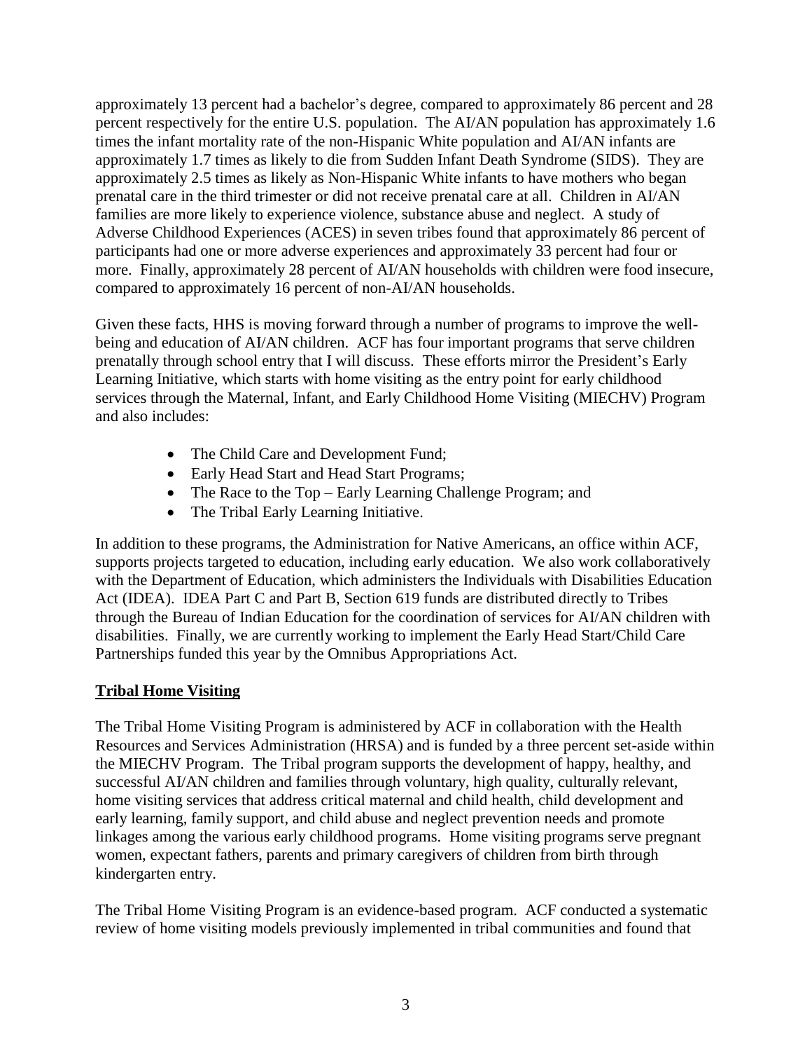approximately 13 percent had a bachelor's degree, compared to approximately 86 percent and 28 percent respectively for the entire U.S. population. The AI/AN population has approximately 1.6 times the infant mortality rate of the non-Hispanic White population and AI/AN infants are approximately 1.7 times as likely to die from Sudden Infant Death Syndrome (SIDS). They are approximately 2.5 times as likely as Non-Hispanic White infants to have mothers who began prenatal care in the third trimester or did not receive prenatal care at all. Children in AI/AN families are more likely to experience violence, substance abuse and neglect. A study of Adverse Childhood Experiences (ACES) in seven tribes found that approximately 86 percent of participants had one or more adverse experiences and approximately 33 percent had four or more. Finally, approximately 28 percent of AI/AN households with children were food insecure, compared to approximately 16 percent of non-AI/AN households.

Given these facts, HHS is moving forward through a number of programs to improve the well-being and education of AI/AN children. ACF has four important programs that serve children prenatally through school entry that I will discuss. These efforts mirror the President's Early Learning Initiative, which starts with home visiting as the entry point for early childhood services through the Maternal, Infant, and Early Childhood Home Visiting (MIECHV) Program and also includes:

- The Child Care and Development Fund;
- Early Head Start and Head Start Programs;
- The Race to the Top – Early Learning Challenge Program; and
- The Tribal Early Learning Initiative.

In addition to these programs, the Administration for Native Americans, an office within ACF, supports projects targeted to education, including early education. We also work collaboratively with the Department of Education, which administers the Individuals with Disabilities Education Act (IDEA). IDEA Part C and Part B, Section 619 funds are distributed directly to Tribes through the Bureau of Indian Education for the coordination of services for AI/AN children with disabilities. Finally, we are currently working to implement the Early Head Start/Child Care Partnerships funded this year by the Omnibus Appropriations Act.

## Tribal Home Visiting

The Tribal Home Visiting Program is administered by ACF in collaboration with the Health Resources and Services Administration (HRSA) and is funded by a three percent set-aside within the MIECHV Program. The Tribal program supports the development of happy, healthy, and successful AI/AN children and families through voluntary, high quality, culturally relevant, home visiting services that address critical maternal and child health, child development and early learning, family support, and child abuse and neglect prevention needs and promote linkages among the various early childhood programs. Home visiting programs serve pregnant women, expectant fathers, parents and primary caregivers of children from birth through kindergarten entry.

The Tribal Home Visiting Program is an evidence-based program. ACF conducted a systematic review of home visiting models previously implemented in tribal communities and found that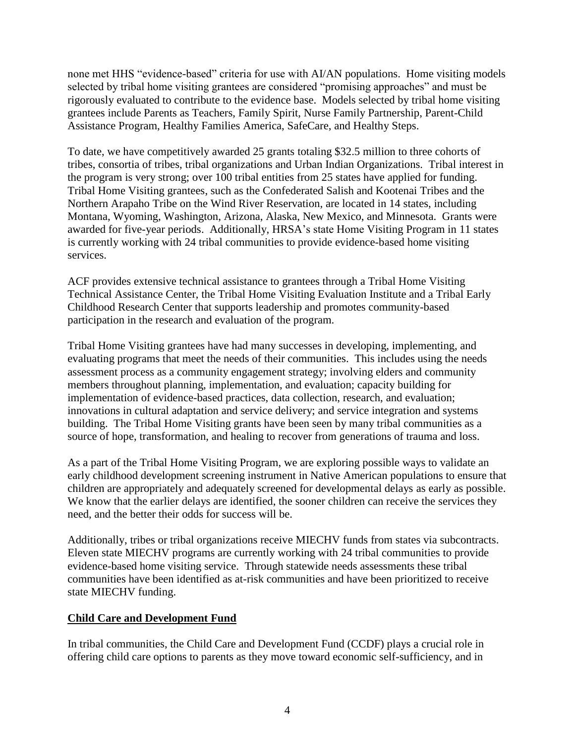none met HHS "evidence-based" criteria for use with AI/AN populations. Home visiting models selected by tribal home visiting grantees are considered "promising approaches" and must be rigorously evaluated to contribute to the evidence base. Models selected by tribal home visiting grantees include Parents as Teachers, Family Spirit, Nurse Family Partnership, Parent-Child Assistance Program, Healthy Families America, SafeCare, and Healthy Steps.

To date, we have competitively awarded 25 grants totaling $32.5 million to three cohorts of tribes, consortia of tribes, tribal organizations and Urban Indian Organizations. Tribal interest in the program is very strong; over 100 tribal entities from 25 states have applied for funding. Tribal Home Visiting grantees, such as the Confederated Salish and Kootenai Tribes and the Northern Arapaho Tribe on the Wind River Reservation, are located in 14 states, including Montana, Wyoming, Washington, Arizona, Alaska, New Mexico, and Minnesota. Grants were awarded for five-year periods. Additionally, HRSA's state Home Visiting Program in 11 states is currently working with 24 tribal communities to provide evidence-based home visiting services.

ACF provides extensive technical assistance to grantees through a Tribal Home Visiting Technical Assistance Center, the Tribal Home Visiting Evaluation Institute and a Tribal Early Childhood Research Center that supports leadership and promotes community-based participation in the research and evaluation of the program.

Tribal Home Visiting grantees have had many successes in developing, implementing, and evaluating programs that meet the needs of their communities. This includes using the needs assessment process as a community engagement strategy; involving elders and community members throughout planning, implementation, and evaluation; capacity building for implementation of evidence-based practices, data collection, research, and evaluation; innovations in cultural adaptation and service delivery; and service integration and systems building. The Tribal Home Visiting grants have been seen by many tribal communities as a source of hope, transformation, and healing to recover from generations of trauma and loss.

As a part of the Tribal Home Visiting Program, we are exploring possible ways to validate an early childhood development screening instrument in Native American populations to ensure that children are appropriately and adequately screened for developmental delays as early as possible. We know that the earlier delays are identified, the sooner children can receive the services they need, and the better their odds for success will be.

Additionally, tribes or tribal organizations receive MIECHV funds from states via subcontracts. Eleven state MIECHV programs are currently working with 24 tribal communities to provide evidence-based home visiting service. Through statewide needs assessments these tribal communities have been identified as at-risk communities and have been prioritized to receive state MIECHV funding.

## Child Care and Development Fund

In tribal communities, the Child Care and Development Fund (CCDF) plays a crucial role in offering child care options to parents as they move toward economic self-sufficiency, and in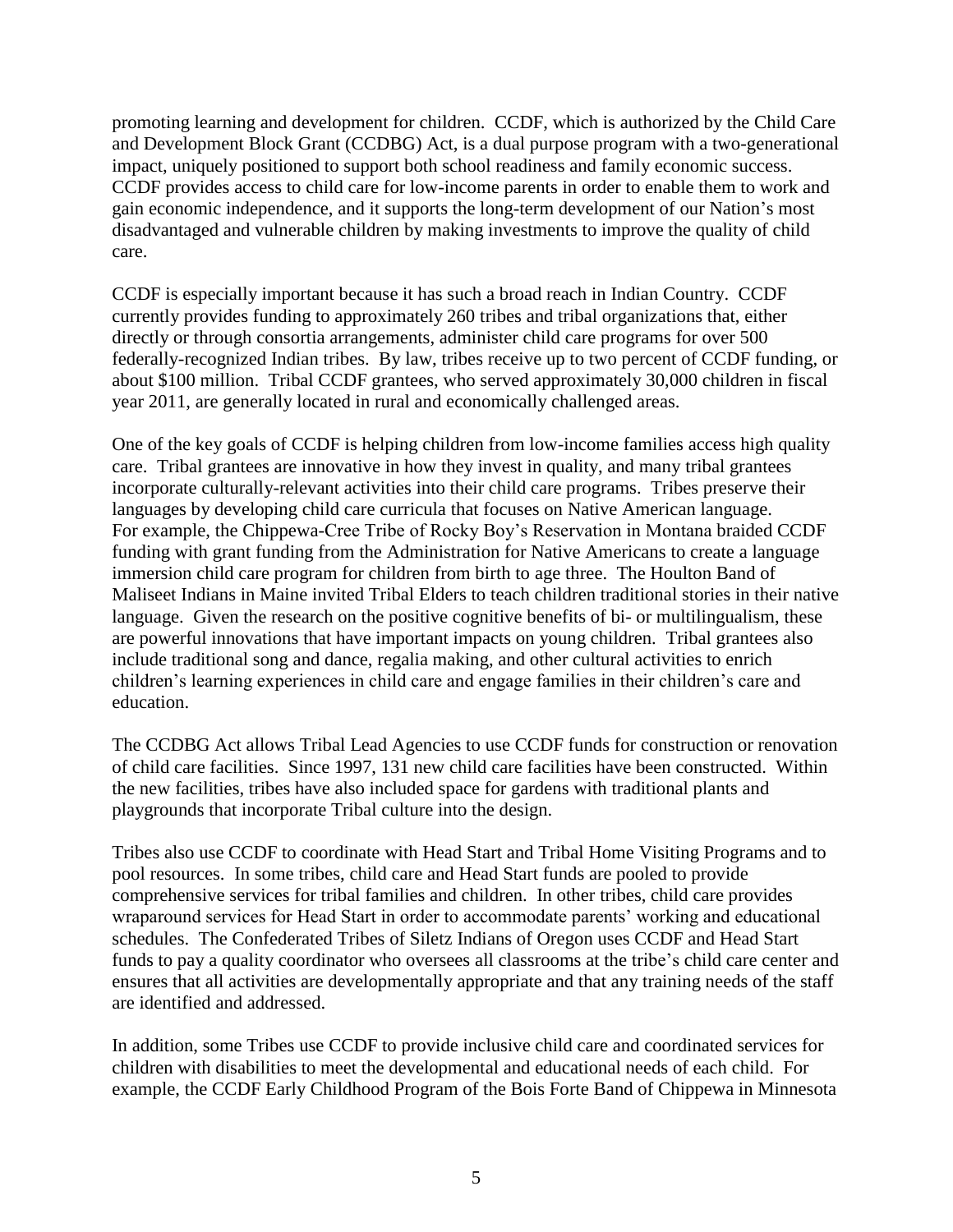promoting learning and development for children. CCDF, which is authorized by the Child Care and Development Block Grant (CCDBG) Act, is a dual purpose program with a two-generational impact, uniquely positioned to support both school readiness and family economic success. CCDF provides access to child care for low-income parents in order to enable them to work and gain economic independence, and it supports the long-term development of our Nation's most disadvantaged and vulnerable children by making investments to improve the quality of child care.

CCDF is especially important because it has such a broad reach in Indian Country. CCDF currently provides funding to approximately 260 tribes and tribal organizations that, either directly or through consortia arrangements, administer child care programs for over 500 federally-recognized Indian tribes. By law, tribes receive up to two percent of CCDF funding, or about $100 million. Tribal CCDF grantees, who served approximately 30,000 children in fiscal year 2011, are generally located in rural and economically challenged areas.

One of the key goals of CCDF is helping children from low-income families access high quality care. Tribal grantees are innovative in how they invest in quality, and many tribal grantees incorporate culturally-relevant activities into their child care programs. Tribes preserve their languages by developing child care curricula that focuses on Native American language. For example, the Chippewa-Cree Tribe of Rocky Boy's Reservation in Montana braided CCDF funding with grant funding from the Administration for Native Americans to create a language immersion child care program for children from birth to age three. The Houlton Band of Maliseet Indians in Maine invited Tribal Elders to teach children traditional stories in their native language. Given the research on the positive cognitive benefits of bi- or multilingualism, these are powerful innovations that have important impacts on young children. Tribal grantees also include traditional song and dance, regalia making, and other cultural activities to enrich children's learning experiences in child care and engage families in their children's care and education.

The CCDBG Act allows Tribal Lead Agencies to use CCDF funds for construction or renovation of child care facilities. Since 1997, 131 new child care facilities have been constructed. Within the new facilities, tribes have also included space for gardens with traditional plants and playgrounds that incorporate Tribal culture into the design.

Tribes also use CCDF to coordinate with Head Start and Tribal Home Visiting Programs and to pool resources. In some tribes, child care and Head Start funds are pooled to provide comprehensive services for tribal families and children. In other tribes, child care provides wraparound services for Head Start in order to accommodate parents' working and educational schedules. The Confederated Tribes of Siletz Indians of Oregon uses CCDF and Head Start funds to pay a quality coordinator who oversees all classrooms at the tribe's child care center and ensures that all activities are developmentally appropriate and that any training needs of the staff are identified and addressed.

In addition, some Tribes use CCDF to provide inclusive child care and coordinated services for children with disabilities to meet the developmental and educational needs of each child. For example, the CCDF Early Childhood Program of the Bois Forte Band of Chippewa in Minnesota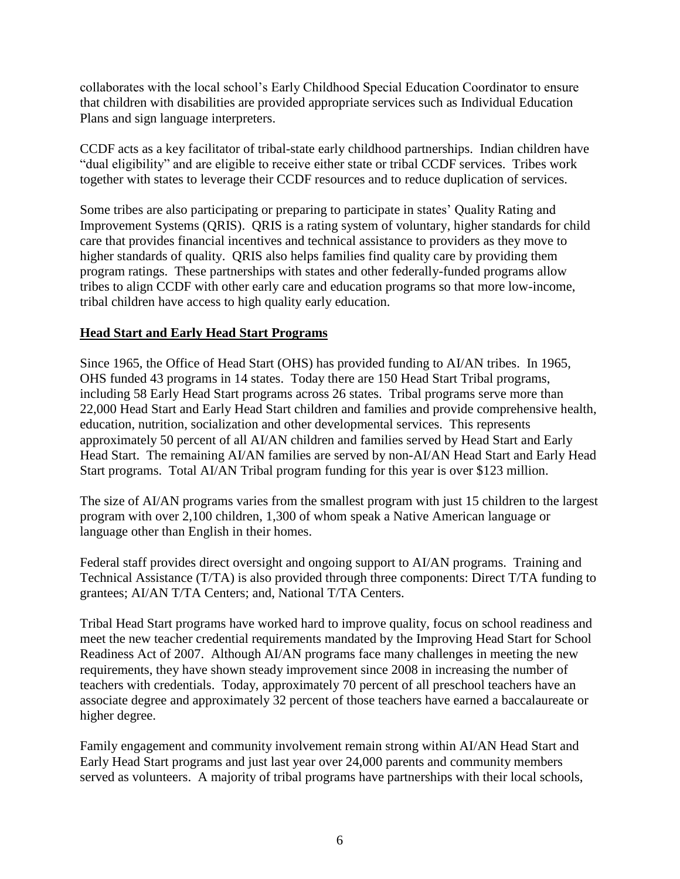collaborates with the local school's Early Childhood Special Education Coordinator to ensure that children with disabilities are provided appropriate services such as Individual Education Plans and sign language interpreters.

CCDF acts as a key facilitator of tribal-state early childhood partnerships. Indian children have "dual eligibility" and are eligible to receive either state or tribal CCDF services. Tribes work together with states to leverage their CCDF resources and to reduce duplication of services.

Some tribes are also participating or preparing to participate in states' Quality Rating and Improvement Systems (QRIS). QRIS is a rating system of voluntary, higher standards for child care that provides financial incentives and technical assistance to providers as they move to higher standards of quality. QRIS also helps families find quality care by providing them program ratings. These partnerships with states and other federally-funded programs allow tribes to align CCDF with other early care and education programs so that more low-income, tribal children have access to high quality early education.

**Head Start and Early Head Start Programs**

Since 1965, the Office of Head Start (OHS) has provided funding to AI/AN tribes. In 1965, OHS funded 43 programs in 14 states. Today there are 150 Head Start Tribal programs, including 58 Early Head Start programs across 26 states. Tribal programs serve more than 22,000 Head Start and Early Head Start children and families and provide comprehensive health, education, nutrition, socialization and other developmental services. This represents approximately 50 percent of all AI/AN children and families served by Head Start and Early Head Start. The remaining AI/AN families are served by non-AI/AN Head Start and Early Head Start programs. Total AI/AN Tribal program funding for this year is over $123 million.

The size of AI/AN programs varies from the smallest program with just 15 children to the largest program with over 2,100 children, 1,300 of whom speak a Native American language or language other than English in their homes.

Federal staff provides direct oversight and ongoing support to AI/AN programs. Training and Technical Assistance (T/TA) is also provided through three components: Direct T/TA funding to grantees; AI/AN T/TA Centers; and, National T/TA Centers.

Tribal Head Start programs have worked hard to improve quality, focus on school readiness and meet the new teacher credential requirements mandated by the Improving Head Start for School Readiness Act of 2007. Although AI/AN programs face many challenges in meeting the new requirements, they have shown steady improvement since 2008 in increasing the number of teachers with credentials. Today, approximately 70 percent of all preschool teachers have an associate degree and approximately 32 percent of those teachers have earned a baccalaureate or higher degree.

Family engagement and community involvement remain strong within AI/AN Head Start and Early Head Start programs and just last year over 24,000 parents and community members served as volunteers. A majority of tribal programs have partnerships with their local schools,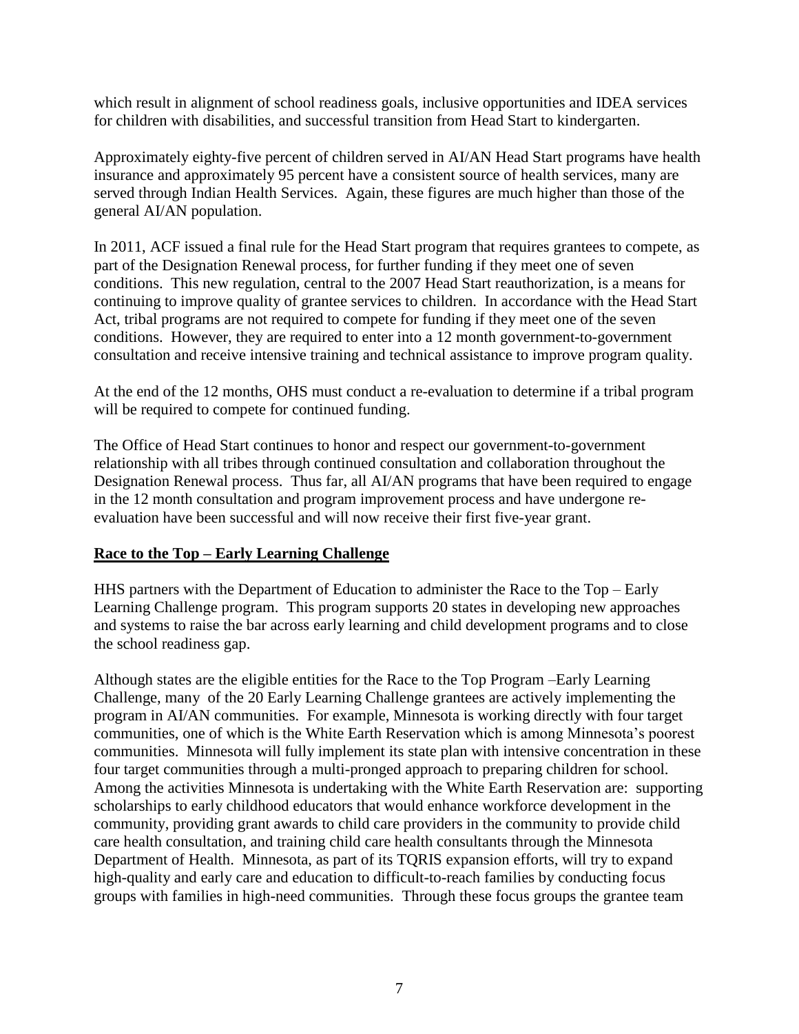which result in alignment of school readiness goals, inclusive opportunities and IDEA services for children with disabilities, and successful transition from Head Start to kindergarten.

Approximately eighty-five percent of children served in AI/AN Head Start programs have health insurance and approximately 95 percent have a consistent source of health services, many are served through Indian Health Services. Again, these figures are much higher than those of the general AI/AN population.

In 2011, ACF issued a final rule for the Head Start program that requires grantees to compete, as part of the Designation Renewal process, for further funding if they meet one of seven conditions. This new regulation, central to the 2007 Head Start reauthorization, is a means for continuing to improve quality of grantee services to children. In accordance with the Head Start Act, tribal programs are not required to compete for funding if they meet one of the seven conditions. However, they are required to enter into a 12 month government-to-government consultation and receive intensive training and technical assistance to improve program quality.

At the end of the 12 months, OHS must conduct a re-evaluation to determine if a tribal program will be required to compete for continued funding.

The Office of Head Start continues to honor and respect our government-to-government relationship with all tribes through continued consultation and collaboration throughout the Designation Renewal process. Thus far, all AI/AN programs that have been required to engage in the 12 month consultation and program improvement process and have undergone re-evaluation have been successful and will now receive their first five-year grant.

**Race to the Top – Early Learning Challenge**

HHS partners with the Department of Education to administer the Race to the Top – Early Learning Challenge program. This program supports 20 states in developing new approaches and systems to raise the bar across early learning and child development programs and to close the school readiness gap.

Although states are the eligible entities for the Race to the Top Program –Early Learning Challenge, many of the 20 Early Learning Challenge grantees are actively implementing the program in AI/AN communities. For example, Minnesota is working directly with four target communities, one of which is the White Earth Reservation which is among Minnesota's poorest communities. Minnesota will fully implement its state plan with intensive concentration in these four target communities through a multi-pronged approach to preparing children for school. Among the activities Minnesota is undertaking with the White Earth Reservation are: supporting scholarships to early childhood educators that would enhance workforce development in the community, providing grant awards to child care providers in the community to provide child care health consultation, and training child care health consultants through the Minnesota Department of Health. Minnesota, as part of its TQRIS expansion efforts, will try to expand high-quality and early care and education to difficult-to-reach families by conducting focus groups with families in high-need communities. Through these focus groups the grantee team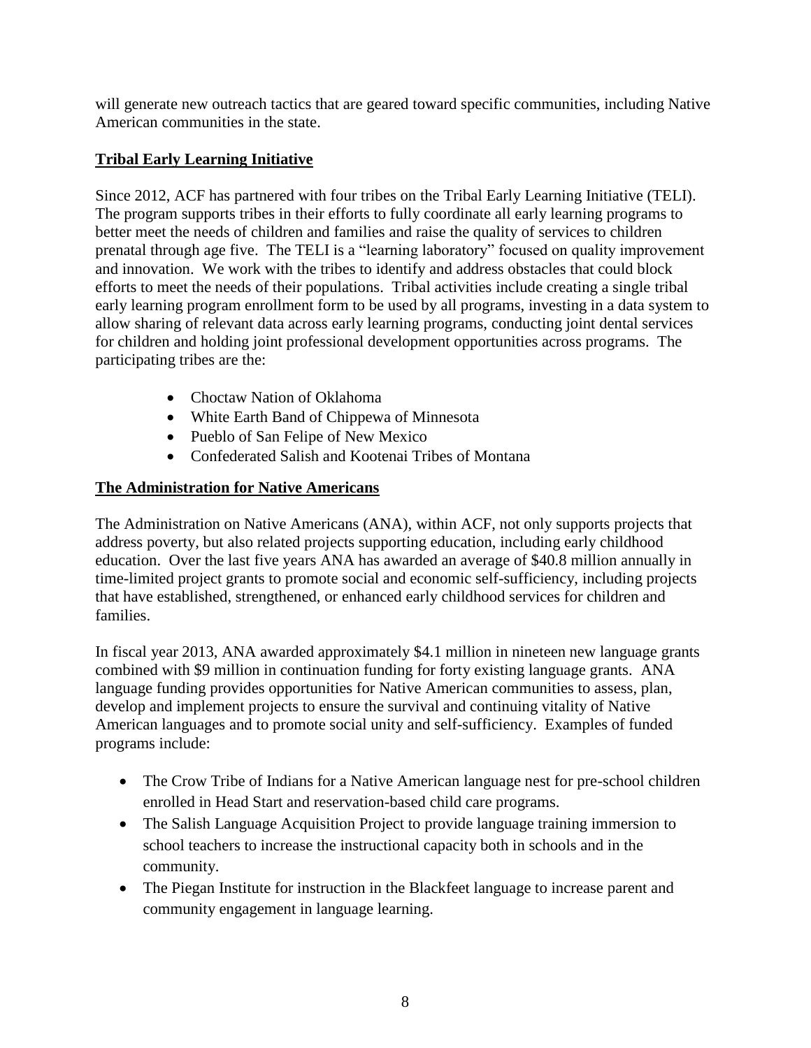will generate new outreach tactics that are geared toward specific communities, including Native American communities in the state.

## Tribal Early Learning Initiative

Since 2012, ACF has partnered with four tribes on the Tribal Early Learning Initiative (TELI). The program supports tribes in their efforts to fully coordinate all early learning programs to better meet the needs of children and families and raise the quality of services to children prenatal through age five. The TELI is a "learning laboratory" focused on quality improvement and innovation. We work with the tribes to identify and address obstacles that could block efforts to meet the needs of their populations. Tribal activities include creating a single tribal early learning program enrollment form to be used by all programs, investing in a data system to allow sharing of relevant data across early learning programs, conducting joint dental services for children and holding joint professional development opportunities across programs. The participating tribes are the:

- Choctaw Nation of Oklahoma
- White Earth Band of Chippewa of Minnesota
- Pueblo of San Felipe of New Mexico
- Confederated Salish and Kootenai Tribes of Montana

## The Administration for Native Americans

The Administration on Native Americans (ANA), within ACF, not only supports projects that address poverty, but also related projects supporting education, including early childhood education. Over the last five years ANA has awarded an average of $40.8 million annually in time-limited project grants to promote social and economic self-sufficiency, including projects that have established, strengthened, or enhanced early childhood services for children and families.

In fiscal year 2013, ANA awarded approximately $4.1 million in nineteen new language grants combined with $9 million in continuation funding for forty existing language grants. ANA language funding provides opportunities for Native American communities to assess, plan, develop and implement projects to ensure the survival and continuing vitality of Native American languages and to promote social unity and self-sufficiency. Examples of funded programs include:

- The Crow Tribe of Indians for a Native American language nest for pre-school children enrolled in Head Start and reservation-based child care programs.
- The Salish Language Acquisition Project to provide language training immersion to school teachers to increase the instructional capacity both in schools and in the community.
- The Piegan Institute for instruction in the Blackfeet language to increase parent and community engagement in language learning.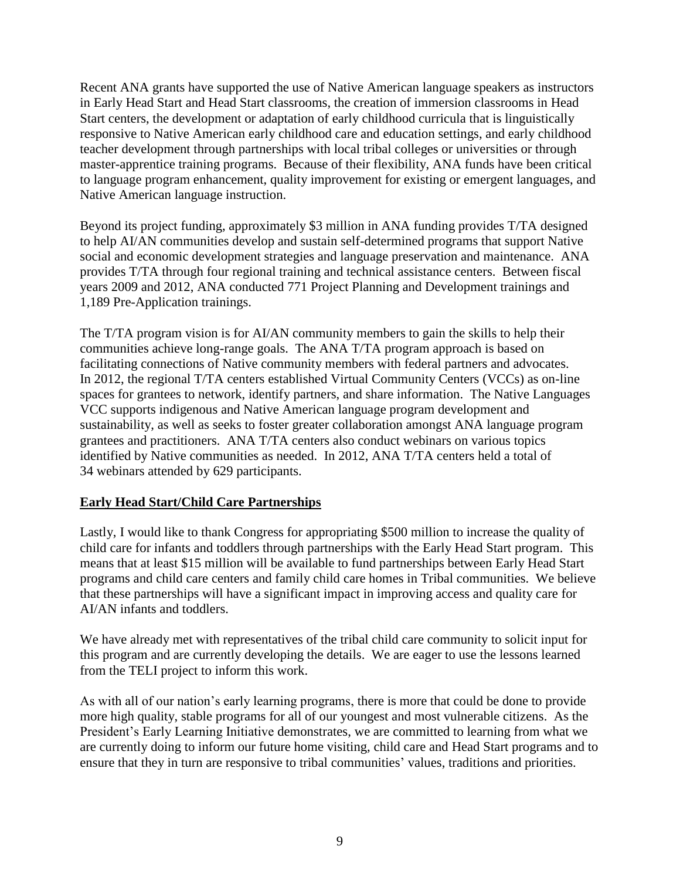Recent ANA grants have supported the use of Native American language speakers as instructors in Early Head Start and Head Start classrooms, the creation of immersion classrooms in Head Start centers, the development or adaptation of early childhood curricula that is linguistically responsive to Native American early childhood care and education settings, and early childhood teacher development through partnerships with local tribal colleges or universities or through master-apprentice training programs. Because of their flexibility, ANA funds have been critical to language program enhancement, quality improvement for existing or emergent languages, and Native American language instruction.

Beyond its project funding, approximately $3 million in ANA funding provides T/TA designed to help AI/AN communities develop and sustain self-determined programs that support Native social and economic development strategies and language preservation and maintenance. ANA provides T/TA through four regional training and technical assistance centers. Between fiscal years 2009 and 2012, ANA conducted 771 Project Planning and Development trainings and 1,189 Pre-Application trainings.

The T/TA program vision is for AI/AN community members to gain the skills to help their communities achieve long-range goals. The ANA T/TA program approach is based on facilitating connections of Native community members with federal partners and advocates. In 2012, the regional T/TA centers established Virtual Community Centers (VCCs) as on-line spaces for grantees to network, identify partners, and share information. The Native Languages VCC supports indigenous and Native American language program development and sustainability, as well as seeks to foster greater collaboration amongst ANA language program grantees and practitioners. ANA T/TA centers also conduct webinars on various topics identified by Native communities as needed. In 2012, ANA T/TA centers held a total of 34 webinars attended by 629 participants.

**Early Head Start/Child Care Partnerships**

Lastly, I would like to thank Congress for appropriating $500 million to increase the quality of child care for infants and toddlers through partnerships with the Early Head Start program. This means that at least $15 million will be available to fund partnerships between Early Head Start programs and child care centers and family child care homes in Tribal communities. We believe that these partnerships will have a significant impact in improving access and quality care for AI/AN infants and toddlers.

We have already met with representatives of the tribal child care community to solicit input for this program and are currently developing the details. We are eager to use the lessons learned from the TELI project to inform this work.

As with all of our nation's early learning programs, there is more that could be done to provide more high quality, stable programs for all of our youngest and most vulnerable citizens. As the President's Early Learning Initiative demonstrates, we are committed to learning from what we are currently doing to inform our future home visiting, child care and Head Start programs and to ensure that they in turn are responsive to tribal communities' values, traditions and priorities.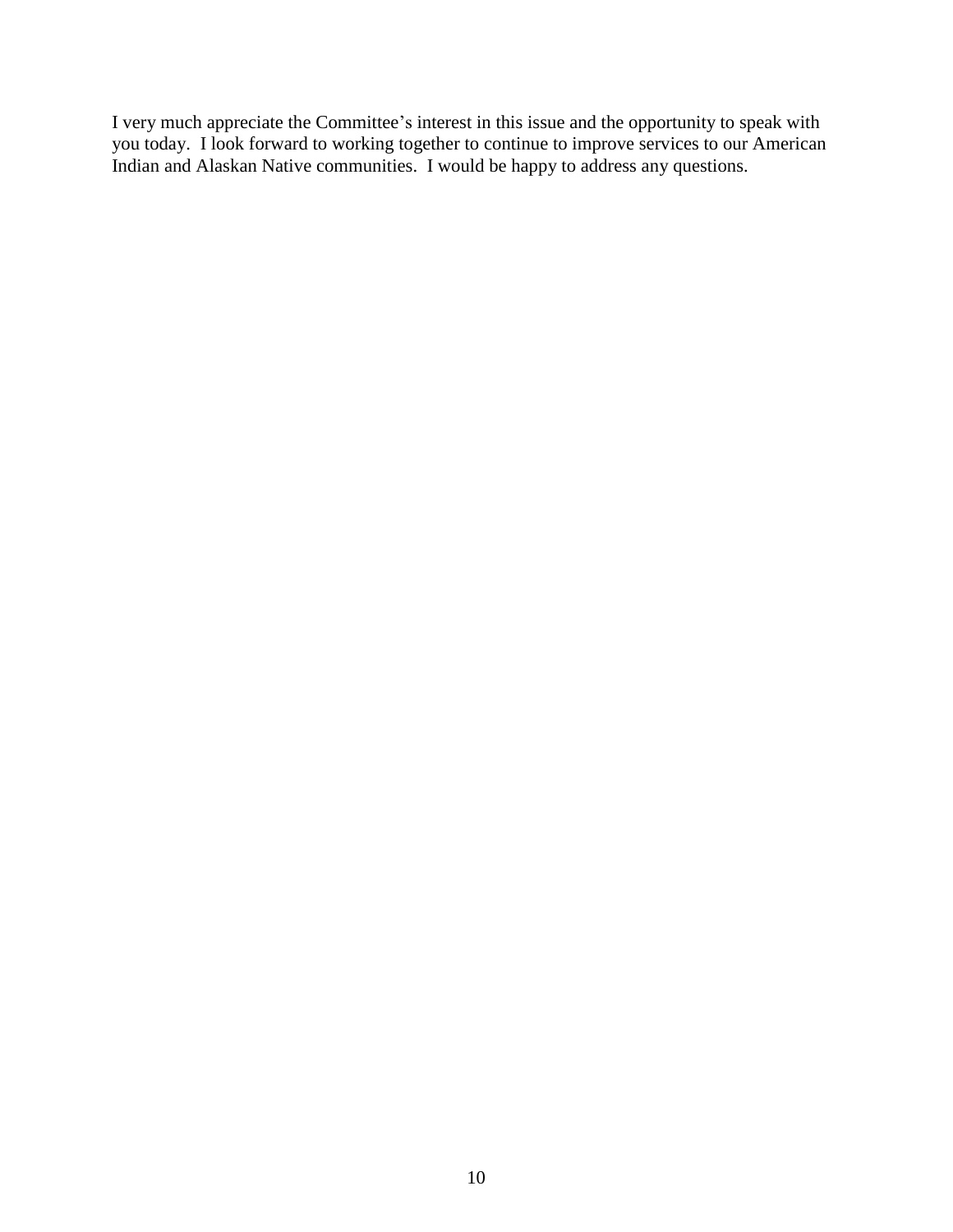I very much appreciate the Committee's interest in this issue and the opportunity to speak with you today. I look forward to working together to continue to improve services to our American Indian and Alaskan Native communities. I would be happy to address any questions.